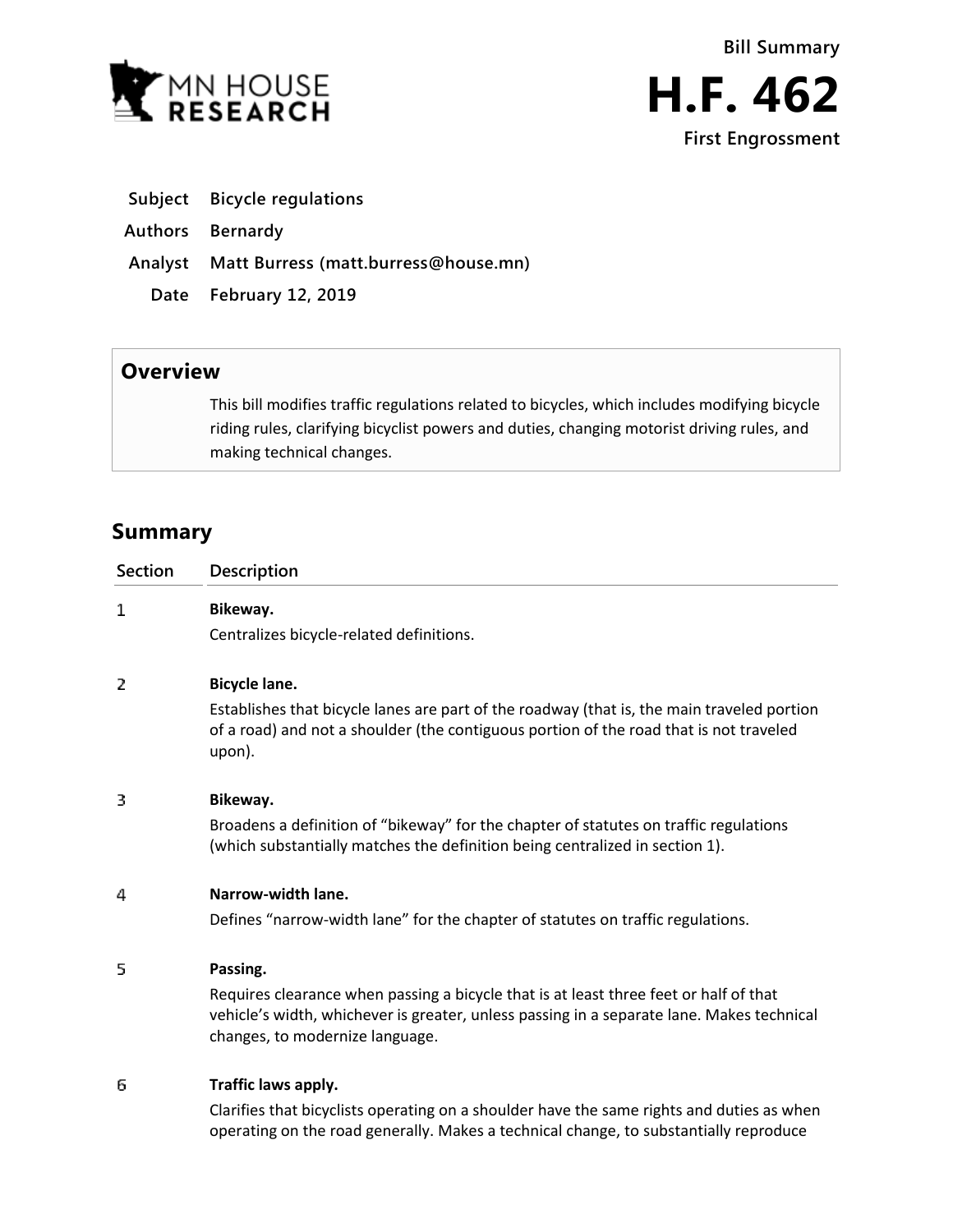**Bill Summary**

# H.F. 462

**First Engrossment**

| | |
|---|---|
| **Subject** | **Bicycle regulations** |
| **Authors** | **Bernardy** |
| **Analyst** | **Matt Burress (matt.burress@house.mn)** |
| **Date** | **February 12, 2019** |

## Overview

This bill modifies traffic regulations related to bicycles, which includes modifying bicycle riding rules, clarifying bicyclist powers and duties, changing motorist driving rules, and making technical changes.

## Summary

| Section | Description |
|---|---|
| 1 | **Bikeway.**<br>Centralizes bicycle-related definitions. |
| 2 | **Bicycle lane.**<br>Establishes that bicycle lanes are part of the roadway (that is, the main traveled portion of a road) and not a shoulder (the contiguous portion of the road that is not traveled upon). |
| 3 | **Bikeway.**<br>Broadens a definition of "bikeway" for the chapter of statutes on traffic regulations (which substantially matches the definition being centralized in section 1). |
| 4 | **Narrow-width lane.**<br>Defines "narrow-width lane" for the chapter of statutes on traffic regulations. |
| 5 | **Passing.**<br>Requires clearance when passing a bicycle that is at least three feet or half of that vehicle's width, whichever is greater, unless passing in a separate lane. Makes technical changes, to modernize language. |
| 6 | **Traffic laws apply.**<br>Clarifies that bicyclists operating on a shoulder have the same rights and duties as when operating on the road generally. Makes a technical change, to substantially reproduce |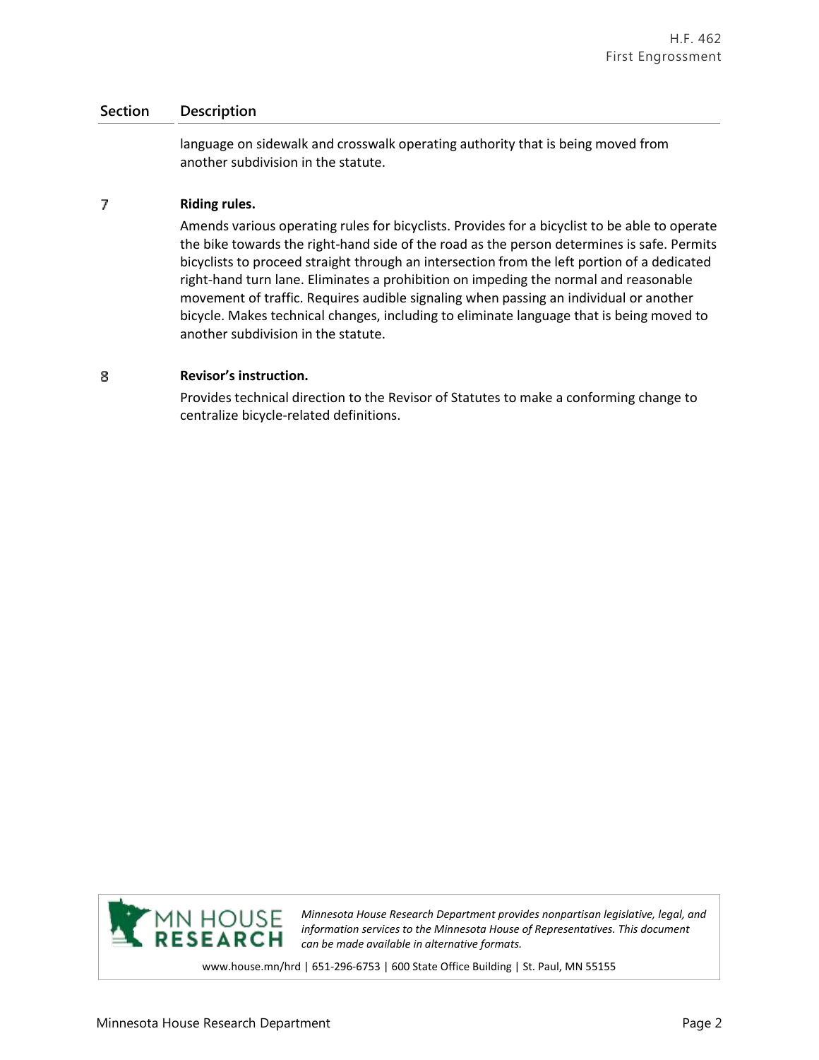| Section | Description |
|---|---|
| | language on sidewalk and crosswalk operating authority that is being moved from another subdivision in the statute. |
| 7 | **Riding rules.**<br>Amends various operating rules for bicyclists. Provides for a bicyclist to be able to operate the bike towards the right-hand side of the road as the person determines is safe. Permits bicyclists to proceed straight through an intersection from the left portion of a dedicated right-hand turn lane. Eliminates a prohibition on impeding the normal and reasonable movement of traffic. Requires audible signaling when passing an individual or another bicycle. Makes technical changes, including to eliminate language that is being moved to another subdivision in the statute. |
| 8 | **Revisor's instruction.**<br>Provides technical direction to the Revisor of Statutes to make a conforming change to centralize bicycle-related definitions. |

MN HOUSE RESEARCH

*Minnesota House Research Department provides nonpartisan legislative, legal, and information services to the Minnesota House of Representatives. This document can be made available in alternative formats.*

www.house.mn/hrd | 651-296-6753 | 600 State Office Building | St. Paul, MN 55155